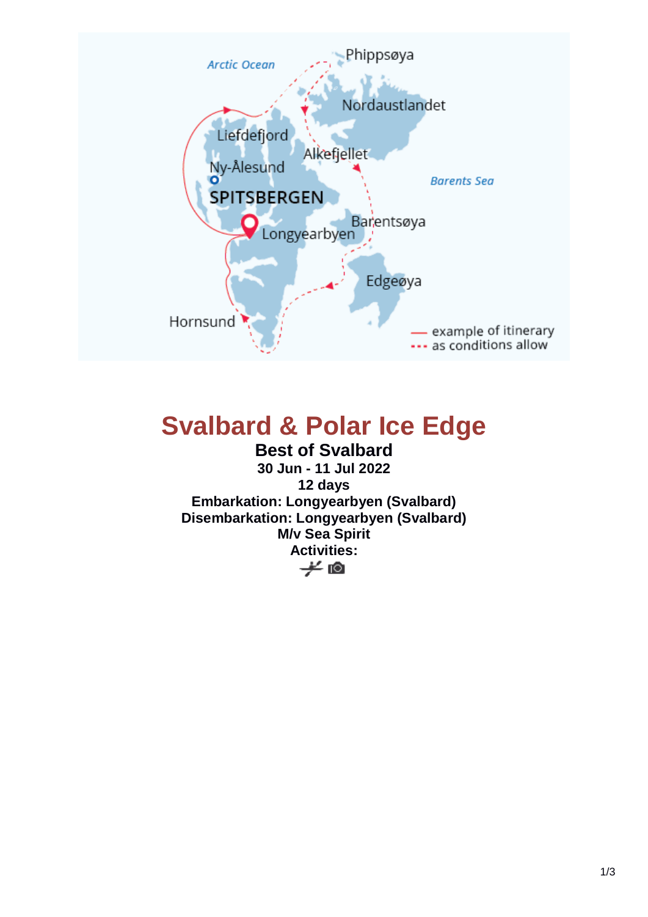# Svalbard & Polar Ice Edge

## Best of Svalbard

**30 Jun - 11 Jul 2022**

**12 days**

**Embarkation: Longyearbyen (Svalbard)**

**Disembarkation: Longyearbyen (Svalbard)**

**M/v Sea Spirit**

**Activities:**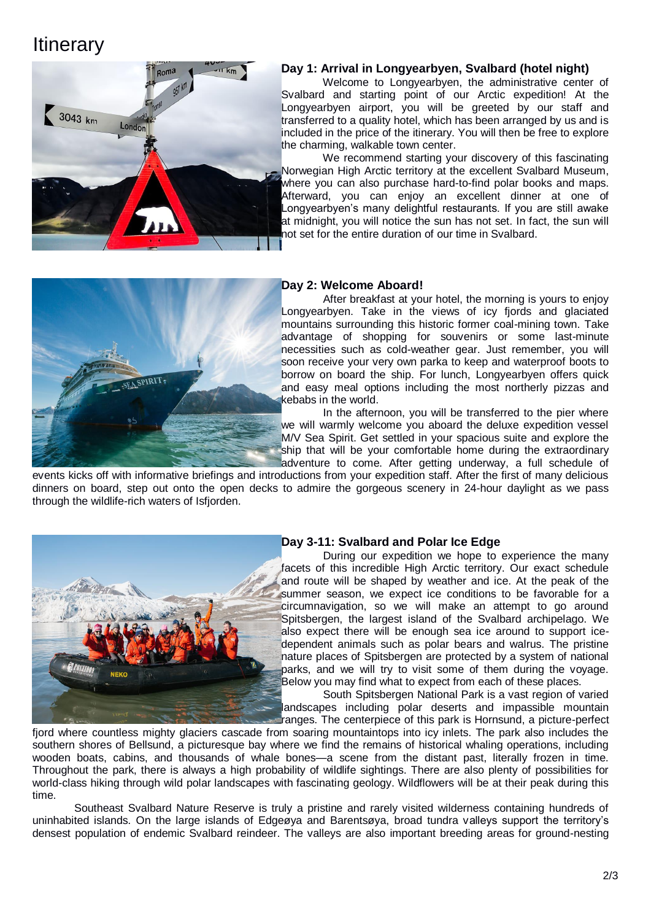# Itinerary

### Day 1: Arrival in Longyearbyen, Svalbard (hotel night)

Welcome to Longyearbyen, the administrative center of Svalbard and starting point of our Arctic expedition! At the Longyearbyen airport, you will be greeted by our staff and transferred to a quality hotel, which has been arranged by us and is included in the price of the itinerary. You will then be free to explore the charming, walkable town center.

We recommend starting your discovery of this fascinating Norwegian High Arctic territory at the excellent Svalbard Museum, where you can also purchase hard-to-find polar books and maps. Afterward, you can enjoy an excellent dinner at one of Longyearbyen's many delightful restaurants. If you are still awake at midnight, you will notice the sun has not set. In fact, the sun will not set for the entire duration of our time in Svalbard.

### Day 2: Welcome Aboard!

After breakfast at your hotel, the morning is yours to enjoy Longyearbyen. Take in the views of icy fjords and glaciated mountains surrounding this historic former coal-mining town. Take advantage of shopping for souvenirs or some last-minute necessities such as cold-weather gear. Just remember, you will soon receive your very own parka to keep and waterproof boots to borrow on board the ship. For lunch, Longyearbyen offers quick and easy meal options including the most northerly pizzas and kebabs in the world.

In the afternoon, you will be transferred to the pier where we will warmly welcome you aboard the deluxe expedition vessel M/V Sea Spirit. Get settled in your spacious suite and explore the ship that will be your comfortable home during the extraordinary adventure to come. After getting underway, a full schedule of events kicks off with informative briefings and introductions from your expedition staff. After the first of many delicious dinners on board, step out onto the open decks to admire the gorgeous scenery in 24-hour daylight as we pass through the wildlife-rich waters of Isfjorden.

### Day 3-11: Svalbard and Polar Ice Edge

During our expedition we hope to experience the many facets of this incredible High Arctic territory. Our exact schedule and route will be shaped by weather and ice. At the peak of the summer season, we expect ice conditions to be favorable for a circumnavigation, so we will make an attempt to go around Spitsbergen, the largest island of the Svalbard archipelago. We also expect there will be enough sea ice around to support ice-dependent animals such as polar bears and walrus. The pristine nature places of Spitsbergen are protected by a system of national parks, and we will try to visit some of them during the voyage. Below you may find what to expect from each of these places.

South Spitsbergen National Park is a vast region of varied landscapes including polar deserts and impassible mountain ranges. The centerpiece of this park is Hornsund, a picture-perfect fjord where countless mighty glaciers cascade from soaring mountaintops into icy inlets. The park also includes the southern shores of Bellsund, a picturesque bay where we find the remains of historical whaling operations, including wooden boats, cabins, and thousands of whale bones—a scene from the distant past, literally frozen in time. Throughout the park, there is always a high probability of wildlife sightings. There are also plenty of possibilities for world-class hiking through wild polar landscapes with fascinating geology. Wildflowers will be at their peak during this time.

Southeast Svalbard Nature Reserve is truly a pristine and rarely visited wilderness containing hundreds of uninhabited islands. On the large islands of Edgeøya and Barentsøya, broad tundra valleys support the territory's densest population of endemic Svalbard reindeer. The valleys are also important breeding areas for ground-nesting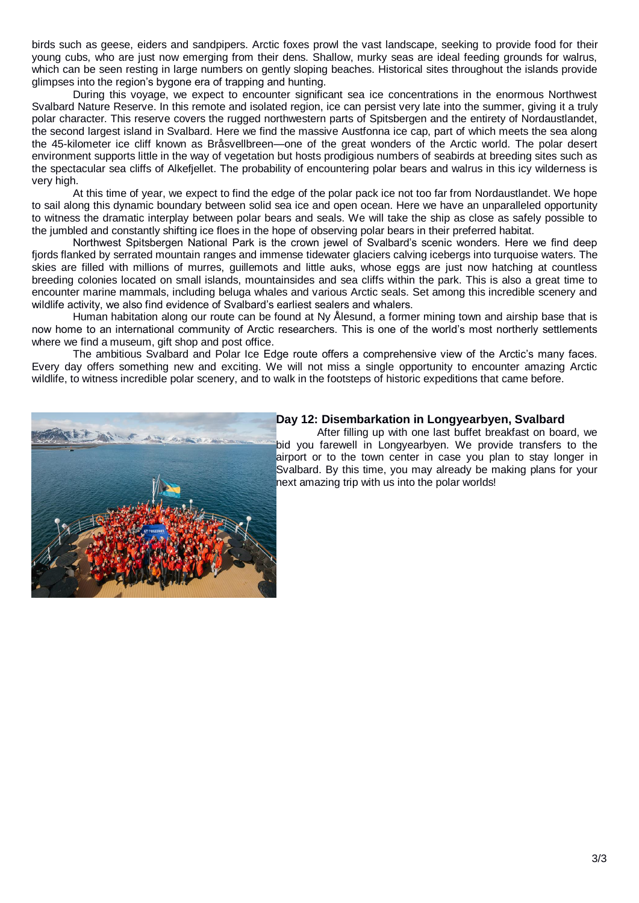birds such as geese, eiders and sandpipers. Arctic foxes prowl the vast landscape, seeking to provide food for their young cubs, who are just now emerging from their dens. Shallow, murky seas are ideal feeding grounds for walrus, which can be seen resting in large numbers on gently sloping beaches. Historical sites throughout the islands provide glimpses into the region's bygone era of trapping and hunting.

During this voyage, we expect to encounter significant sea ice concentrations in the enormous Northwest Svalbard Nature Reserve. In this remote and isolated region, ice can persist very late into the summer, giving it a truly polar character. This reserve covers the rugged northwestern parts of Spitsbergen and the entirety of Nordaustlandet, the second largest island in Svalbard. Here we find the massive Austfonna ice cap, part of which meets the sea along the 45-kilometer ice cliff known as Bråsvellbreen—one of the great wonders of the Arctic world. The polar desert environment supports little in the way of vegetation but hosts prodigious numbers of seabirds at breeding sites such as the spectacular sea cliffs of Alkefjellet. The probability of encountering polar bears and walrus in this icy wilderness is very high.

At this time of year, we expect to find the edge of the polar pack ice not too far from Nordaustlandet. We hope to sail along this dynamic boundary between solid sea ice and open ocean. Here we have an unparalleled opportunity to witness the dramatic interplay between polar bears and seals. We will take the ship as close as safely possible to the jumbled and constantly shifting ice floes in the hope of observing polar bears in their preferred habitat.

Northwest Spitsbergen National Park is the crown jewel of Svalbard's scenic wonders. Here we find deep fjords flanked by serrated mountain ranges and immense tidewater glaciers calving icebergs into turquoise waters. The skies are filled with millions of murres, guillemots and little auks, whose eggs are just now hatching at countless breeding colonies located on small islands, mountainsides and sea cliffs within the park. This is also a great time to encounter marine mammals, including beluga whales and various Arctic seals. Set among this incredible scenery and wildlife activity, we also find evidence of Svalbard's earliest sealers and whalers.

Human habitation along our route can be found at Ny Ålesund, a former mining town and airship base that is now home to an international community of Arctic researchers. This is one of the world's most northerly settlements where we find a museum, gift shop and post office.

The ambitious Svalbard and Polar Ice Edge route offers a comprehensive view of the Arctic's many faces. Every day offers something new and exciting. We will not miss a single opportunity to encounter amazing Arctic wildlife, to witness incredible polar scenery, and to walk in the footsteps of historic expeditions that came before.

## Day 12: Disembarkation in Longyearbyen, Svalbard

After filling up with one last buffet breakfast on board, we bid you farewell in Longyearbyen. We provide transfers to the airport or to the town center in case you plan to stay longer in Svalbard. By this time, you may already be making plans for your next amazing trip with us into the polar worlds!